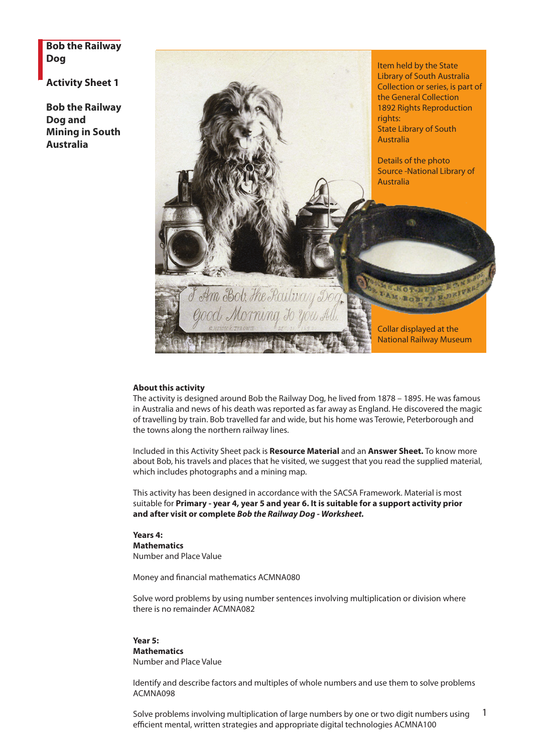**Bob the Railway Dog**

**Activity Sheet 1**

**Bob the Railway Dog and Mining in South Australia**

Item held by the State Library of South Australia
Collection or series, is part of the General Collection
1892 Rights Reproduction rights:
State Library of South Australia

Details of the photo
Source -National Library of Australia

Collar displayed at the National Railway Museum

**About this activity**

The activity is designed around Bob the Railway Dog, he lived from 1878 – 1895. He was famous in Australia and news of his death was reported as far away as England. He discovered the magic of travelling by train. Bob travelled far and wide, but his home was Terowie, Peterborough and the towns along the northern railway lines.

Included in this Activity Sheet pack is **Resource Material** and an **Answer Sheet.** To know more about Bob, his travels and places that he visited, we suggest that you read the supplied material, which includes photographs and a mining map.

This activity has been designed in accordance with the SACSA Framework. Material is most suitable for **Primary - year 4, year 5 and year 6. It is suitable for a support activity prior and after visit or complete *Bob the Railway Dog - Worksheet.***

**Years 4:**
**Mathematics**
Number and Place Value

Money and financial mathematics ACMNA080

Solve word problems by using number sentences involving multiplication or division where there is no remainder ACMNA082

**Year 5:**
**Mathematics**
Number and Place Value

Identify and describe factors and multiples of whole numbers and use them to solve problems ACMNA098

Solve problems involving multiplication of large numbers by one or two digit numbers using efficient mental, written strategies and appropriate digital technologies ACMNA100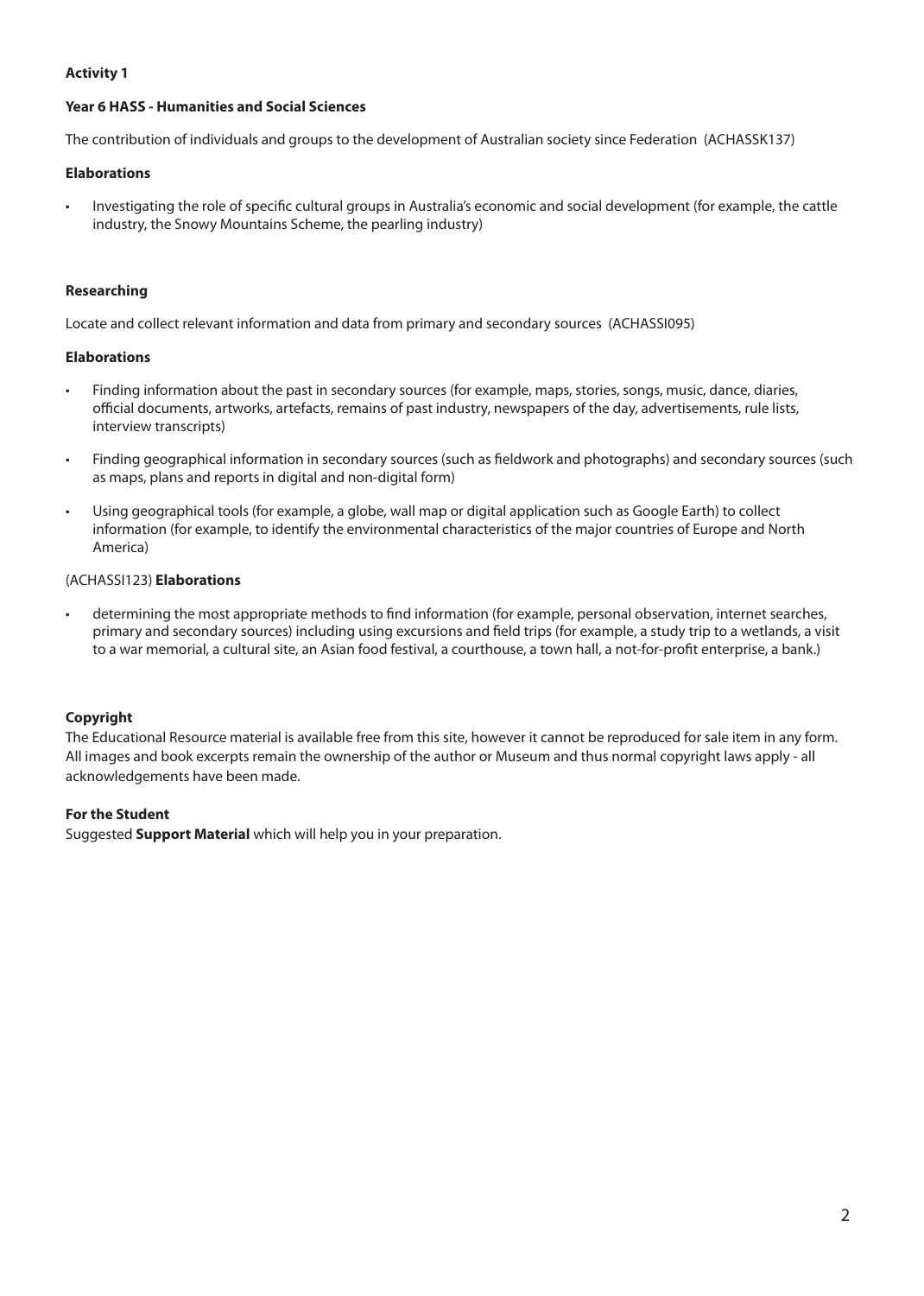**Activity 1**

**Year 6 HASS - Humanities and Social Sciences**

The contribution of individuals and groups to the development of Australian society since Federation (ACHASSK137)

**Elaborations**

- Investigating the role of specific cultural groups in Australia's economic and social development (for example, the cattle industry, the Snowy Mountains Scheme, the pearling industry)

**Researching**

Locate and collect relevant information and data from primary and secondary sources (ACHASSI095)

**Elaborations**

- Finding information about the past in secondary sources (for example, maps, stories, songs, music, dance, diaries, official documents, artworks, artefacts, remains of past industry, newspapers of the day, advertisements, rule lists, interview transcripts)
- Finding geographical information in secondary sources (such as fieldwork and photographs) and secondary sources (such as maps, plans and reports in digital and non-digital form)
- Using geographical tools (for example, a globe, wall map or digital application such as Google Earth) to collect information (for example, to identify the environmental characteristics of the major countries of Europe and North America)

(ACHASSI123) **Elaborations**

- determining the most appropriate methods to find information (for example, personal observation, internet searches, primary and secondary sources) including using excursions and field trips (for example, a study trip to a wetlands, a visit to a war memorial, a cultural site, an Asian food festival, a courthouse, a town hall, a not-for-profit enterprise, a bank.)

**Copyright**
The Educational Resource material is available free from this site, however it cannot be reproduced for sale item in any form. All images and book excerpts remain the ownership of the author or Museum and thus normal copyright laws apply - all acknowledgements have been made.

**For the Student**
Suggested **Support Material** which will help you in your preparation.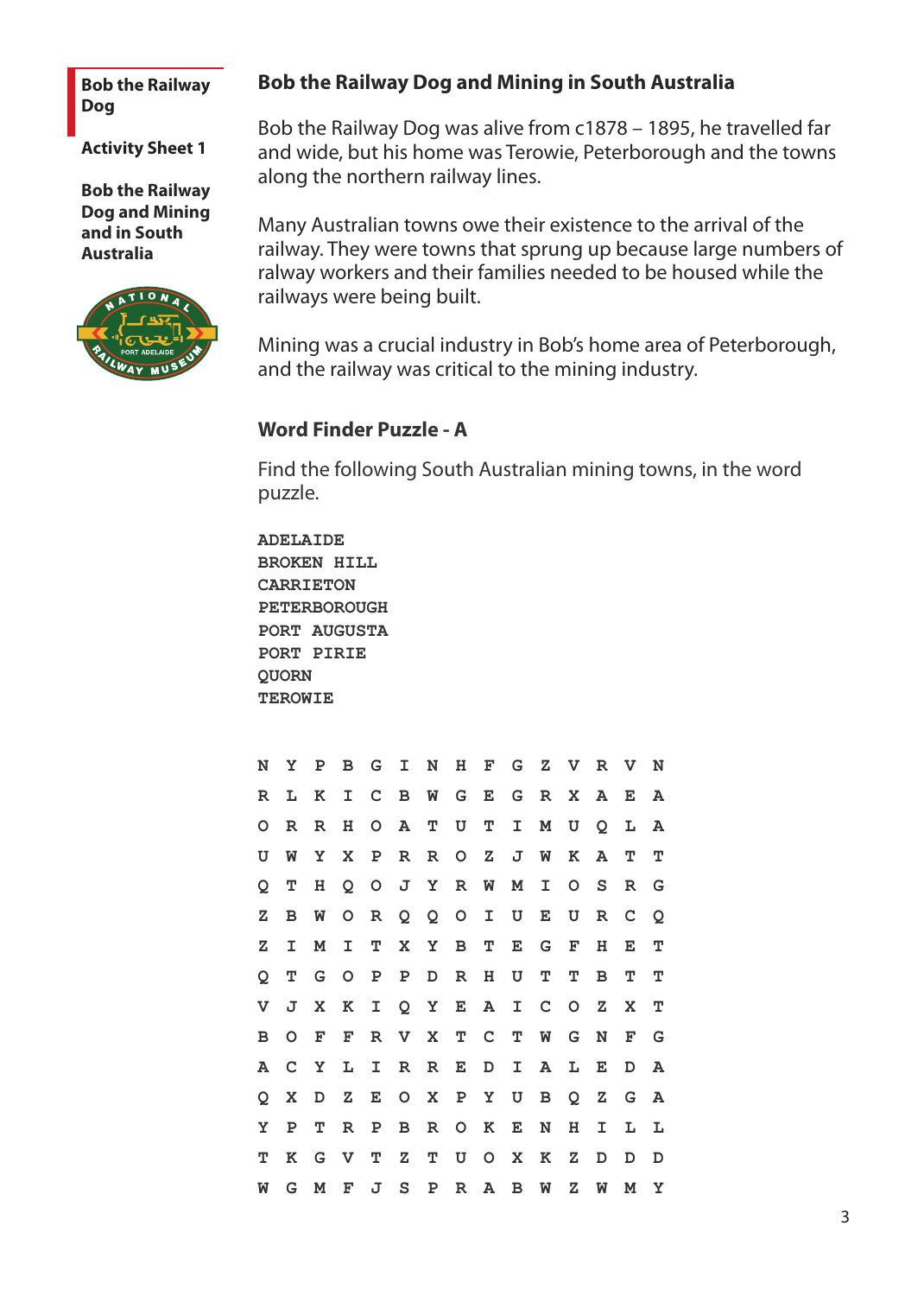**Bob the Railway Dog**

**Activity Sheet 1**

**Bob the Railway Dog and Mining and in South Australia**

## Bob the Railway Dog and Mining in South Australia

Bob the Railway Dog was alive from c1878 – 1895, he travelled far and wide, but his home was Terowie, Peterborough and the towns along the northern railway lines.

Many Australian towns owe their existence to the arrival of the railway. They were towns that sprung up because large numbers of ralway workers and their families needed to be housed while the railways were being built.

Mining was a crucial industry in Bob's home area of Peterborough, and the railway was critical to the mining industry.

### Word Finder Puzzle - A

Find the following South Australian mining towns, in the word puzzle.

ADELAIDE
BROKEN HILL
CARRIETON
PETERBOROUGH
PORT AUGUSTA
PORT PIRIE
QUORN
TEROWIE

```
N Y P B G I N H F G Z V R V N
R L K I C B W G E G R X A E A
O R R H O A T U T I M U Q L A
U W Y X P R R O Z J W K A T T
Q T H Q O J Y R W M I O S R G
Z B W O R Q Q O I U E U R C Q
Z I M I T X Y B T E G F H E T
Q T G O P P D R H U T T B T T
V J X K I Q Y E A I C O Z X T
B O F F R V X T C T W G N F G
A C Y L I R R E D I A L E D A
Q X D Z E O X P Y U B Q Z G A
Y P T R P B R O K E N H I L L
T K G V T Z T U O X K Z D D D
W G M F J S P R A B W Z W M Y
```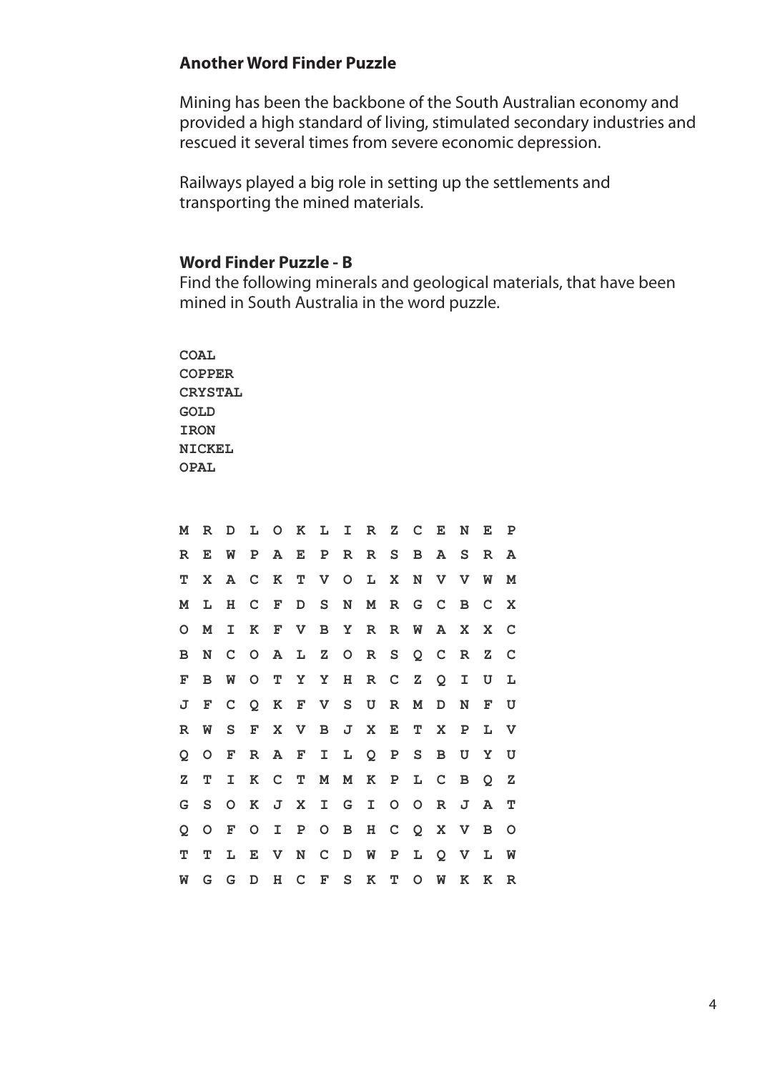**Another Word Finder Puzzle**

Mining has been the backbone of the South Australian economy and provided a high standard of living, stimulated secondary industries and rescued it several times from severe economic depression.

Railways played a big role in setting up the settlements and transporting the mined materials.

**Word Finder Puzzle - B**

Find the following minerals and geological materials, that have been mined in South Australia in the word puzzle.

COAL
COPPER
CRYSTAL
GOLD
IRON
NICKEL
OPAL

```
M R D L O K L I R Z C E N E P
R E W P A E P R R S B A S R A
T X A C K T V O L X N V V W M
M L H C F D S N M R G C B C X
O M I K F V B Y R R W A X X C
B N C O A L Z O R S Q C R Z C
F B W O T Y Y H R C Z Q I U L
J F C Q K F V S U R M D N F U
R W S F X V B J X E T X P L V
Q O F R A F I L Q P S B U Y U
Z T I K C T M M K P L C B Q Z
G S O K J X I G I O O R J A T
Q O F O I P O B H C Q X V B O
T T L E V N C D W P L Q V L W
W G G D H C F S K T O W K K R
```